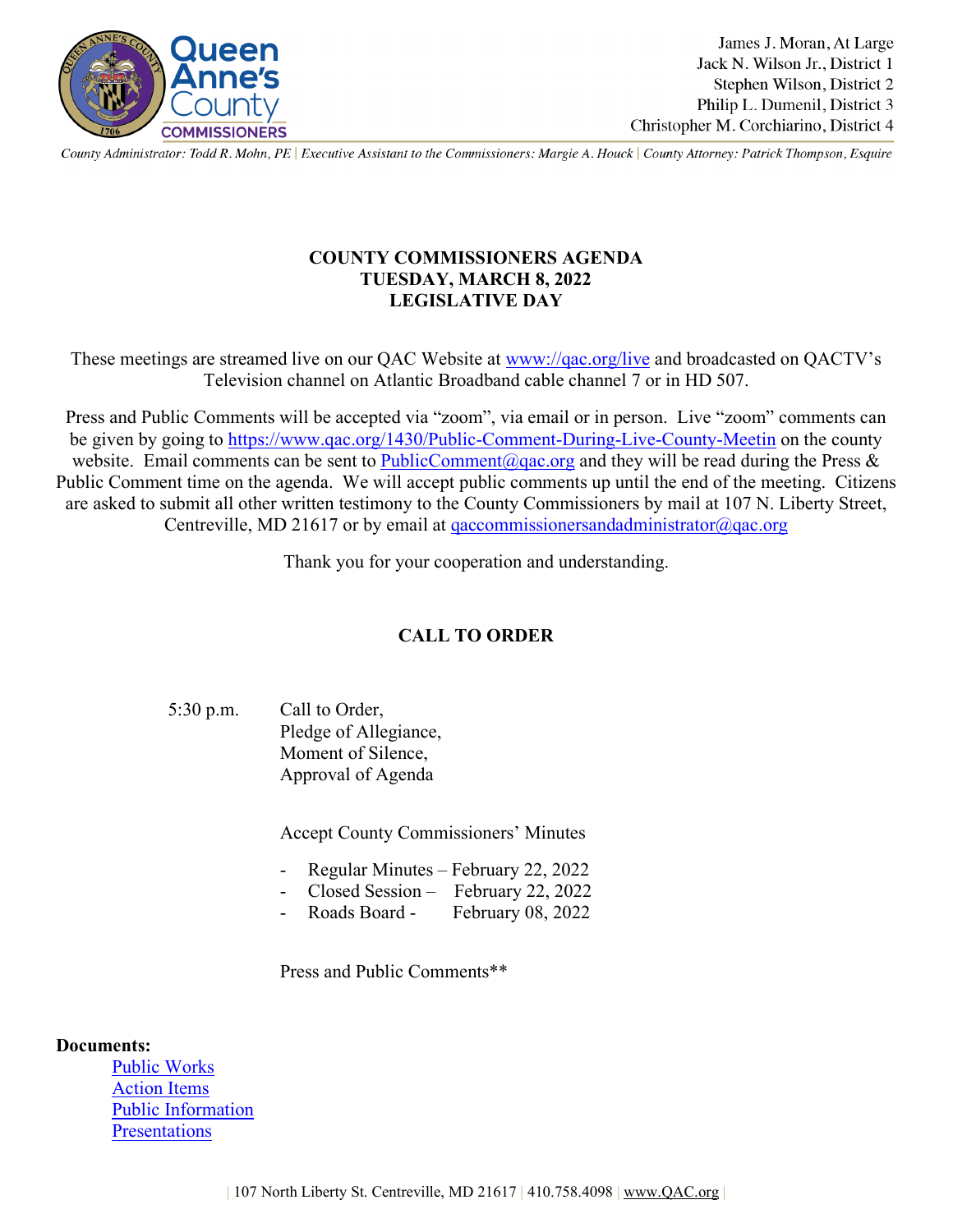Queen Anne's County COMMISSIONERS

James J. Moran, At Large
Jack N. Wilson Jr., District 1
Stephen Wilson, District 2
Philip L. Dumenil, District 3
Christopher M. Corchiarino, District 4

*County Administrator: Todd R. Mohn, PE | Executive Assistant to the Commissioners: Margie A. Houck | County Attorney: Patrick Thompson, Esquire*

# COUNTY COMMISSIONERS AGENDA
## TUESDAY, MARCH 8, 2022
## LEGISLATIVE DAY

These meetings are streamed live on our QAC Website at www://qac.org/live and broadcasted on QACTV's Television channel on Atlantic Broadband cable channel 7 or in HD 507.

Press and Public Comments will be accepted via "zoom", via email or in person. Live "zoom" comments can be given by going to https://www.qac.org/1430/Public-Comment-During-Live-County-Meetin on the county website. Email comments can be sent to PublicComment@qac.org and they will be read during the Press & Public Comment time on the agenda. We will accept public comments up until the end of the meeting. Citizens are asked to submit all other written testimony to the County Commissioners by mail at 107 N. Liberty Street, Centreville, MD 21617 or by email at qaccommissionersandadministrator@qac.org

Thank you for your cooperation and understanding.

## CALL TO ORDER

5:30 p.m. Call to Order,
Pledge of Allegiance,
Moment of Silence,
Approval of Agenda

Accept County Commissioners' Minutes

- Regular Minutes – February 22, 2022
- Closed Session – February 22, 2022
- Roads Board - February 08, 2022

Press and Public Comments**

**Documents:**

- Public Works
- Action Items
- Public Information
- Presentations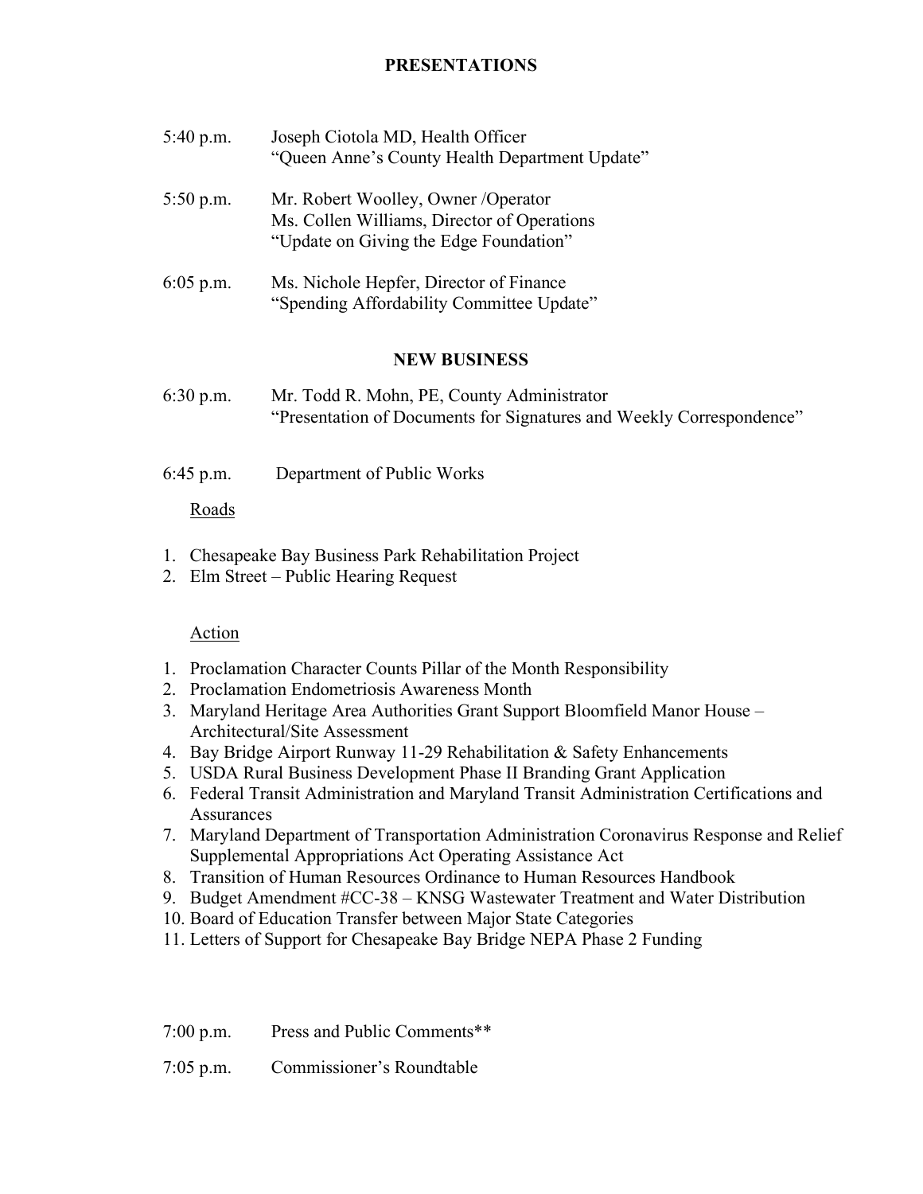## PRESENTATIONS

5:40 p.m. Joseph Ciotola MD, Health Officer
"Queen Anne's County Health Department Update"

5:50 p.m. Mr. Robert Woolley, Owner /Operator
Ms. Collen Williams, Director of Operations
"Update on Giving the Edge Foundation"

6:05 p.m. Ms. Nichole Hepfer, Director of Finance
"Spending Affordability Committee Update"

## NEW BUSINESS

6:30 p.m. Mr. Todd R. Mohn, PE, County Administrator
"Presentation of Documents for Signatures and Weekly Correspondence"

6:45 p.m. Department of Public Works

Roads

1. Chesapeake Bay Business Park Rehabilitation Project
2. Elm Street – Public Hearing Request

Action

1. Proclamation Character Counts Pillar of the Month Responsibility
2. Proclamation Endometriosis Awareness Month
3. Maryland Heritage Area Authorities Grant Support Bloomfield Manor House – Architectural/Site Assessment
4. Bay Bridge Airport Runway 11-29 Rehabilitation & Safety Enhancements
5. USDA Rural Business Development Phase II Branding Grant Application
6. Federal Transit Administration and Maryland Transit Administration Certifications and Assurances
7. Maryland Department of Transportation Administration Coronavirus Response and Relief Supplemental Appropriations Act Operating Assistance Act
8. Transition of Human Resources Ordinance to Human Resources Handbook
9. Budget Amendment #CC-38 – KNSG Wastewater Treatment and Water Distribution
10. Board of Education Transfer between Major State Categories
11. Letters of Support for Chesapeake Bay Bridge NEPA Phase 2 Funding

7:00 p.m. Press and Public Comments**

7:05 p.m. Commissioner's Roundtable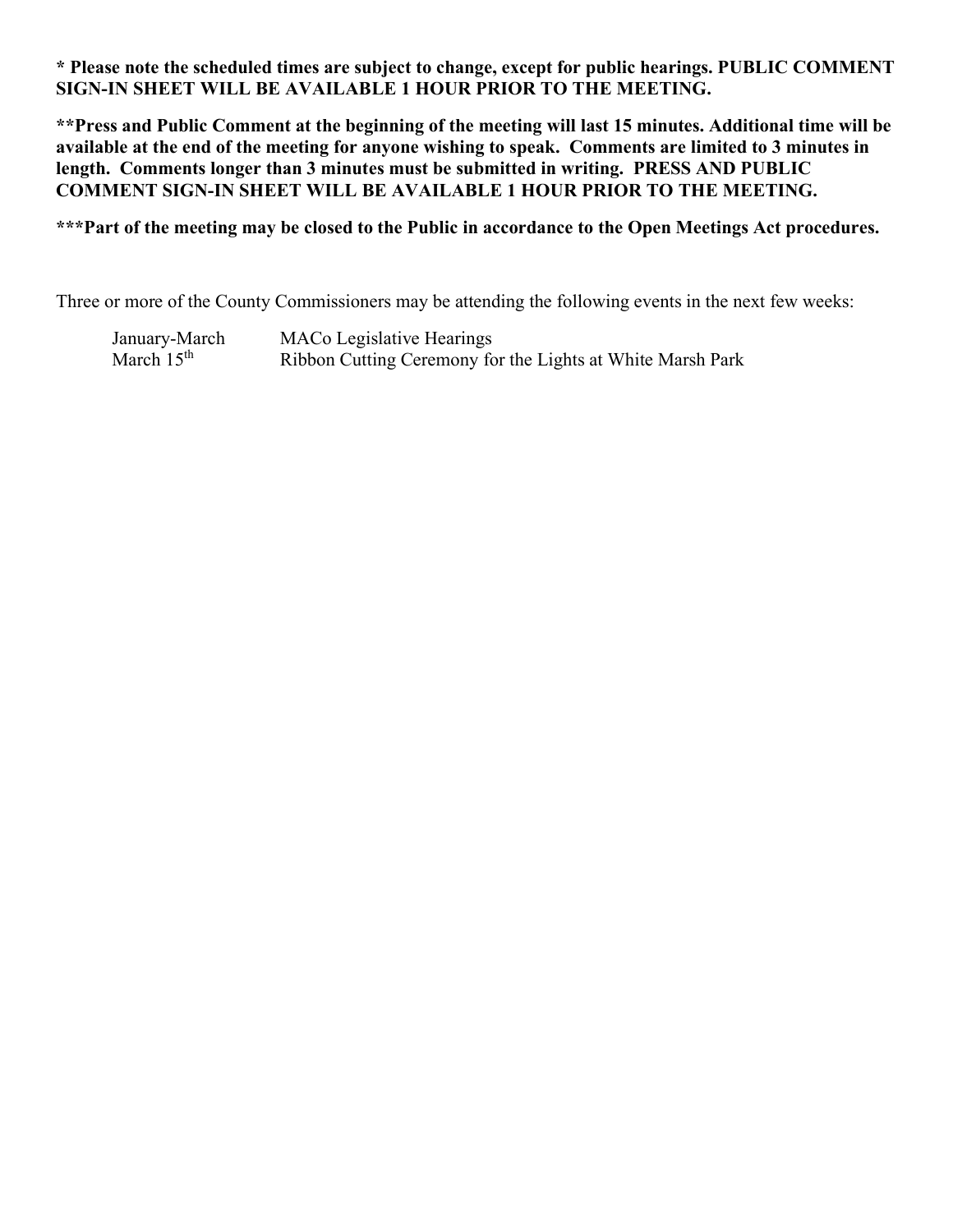**\* Please note the scheduled times are subject to change, except for public hearings. PUBLIC COMMENT SIGN-IN SHEET WILL BE AVAILABLE 1 HOUR PRIOR TO THE MEETING.**

**\*\*Press and Public Comment at the beginning of the meeting will last 15 minutes. Additional time will be available at the end of the meeting for anyone wishing to speak. Comments are limited to 3 minutes in length. Comments longer than 3 minutes must be submitted in writing. PRESS AND PUBLIC COMMENT SIGN-IN SHEET WILL BE AVAILABLE 1 HOUR PRIOR TO THE MEETING.**

**\*\*\*Part of the meeting may be closed to the Public in accordance to the Open Meetings Act procedures.**

Three or more of the County Commissioners may be attending the following events in the next few weeks:

| | |
|---|---|
| January-March | MACo Legislative Hearings |
| March 15th | Ribbon Cutting Ceremony for the Lights at White Marsh Park |